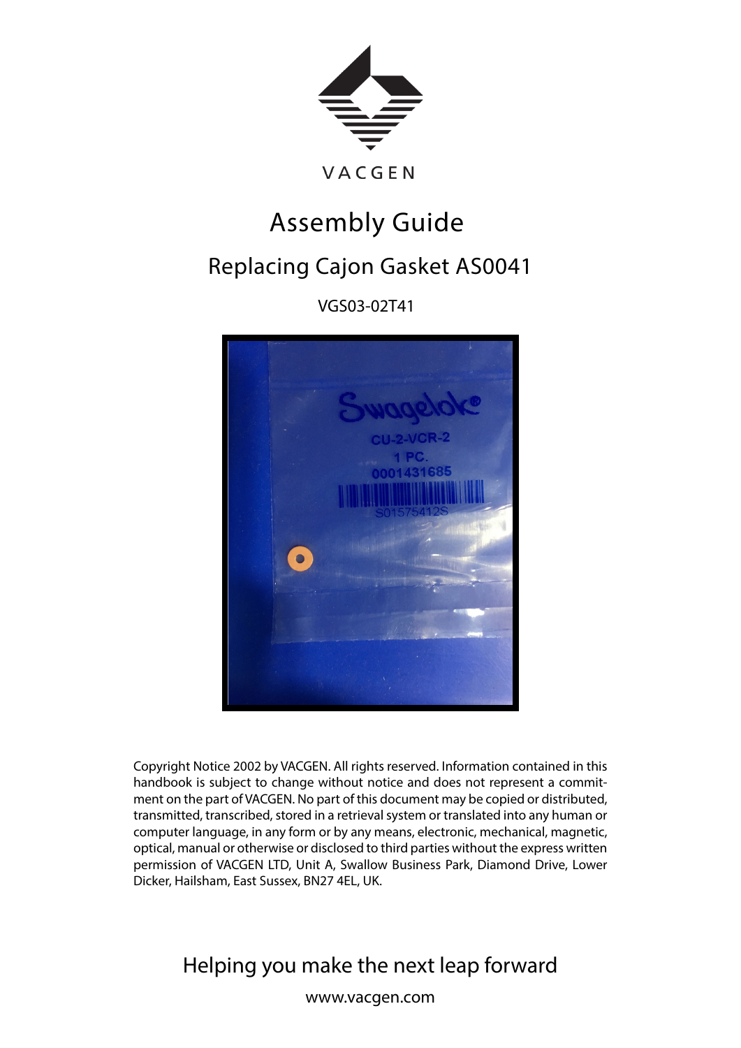VACGEN

# Assembly Guide

## Replacing Cajon Gasket AS0041

VGS03-02T41

Copyright Notice 2002 by VACGEN. All rights reserved. Information contained in this handbook is subject to change without notice and does not represent a commitment on the part of VACGEN. No part of this document may be copied or distributed, transmitted, transcribed, stored in a retrieval system or translated into any human or computer language, in any form or by any means, electronic, mechanical, magnetic, optical, manual or otherwise or disclosed to third parties without the express written permission of VACGEN LTD, Unit A, Swallow Business Park, Diamond Drive, Lower Dicker, Hailsham, East Sussex, BN27 4EL, UK.

Helping you make the next leap forward

www.vacgen.com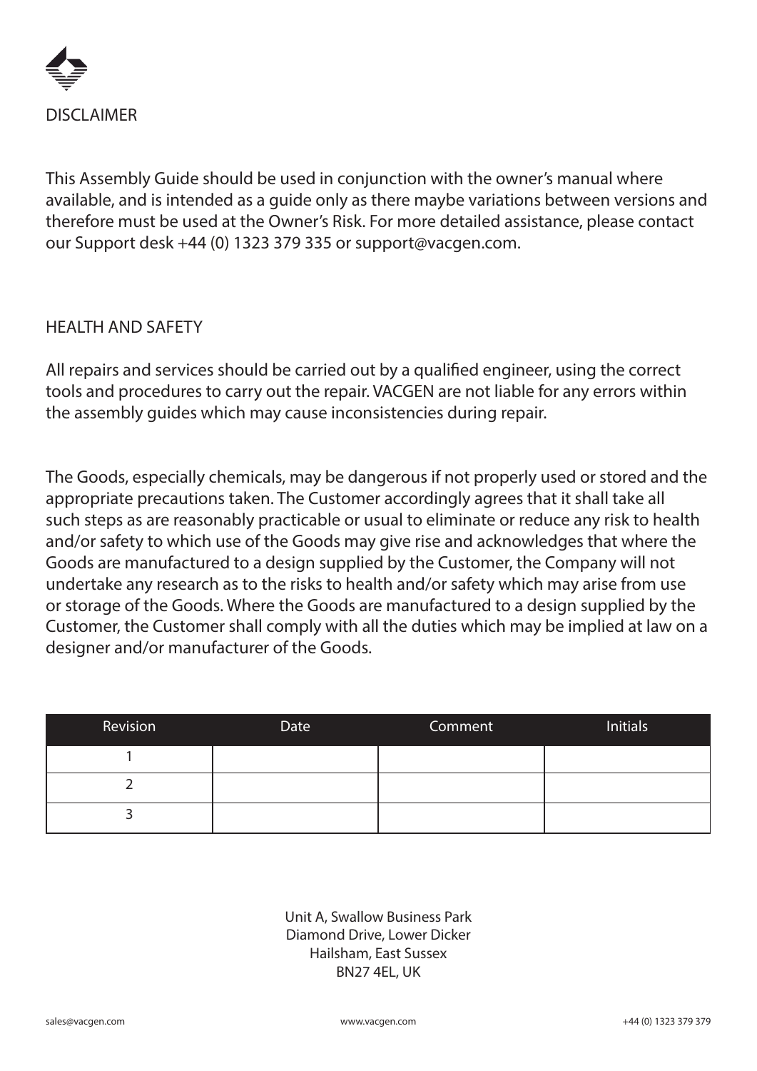## DISCLAIMER

This Assembly Guide should be used in conjunction with the owner's manual where available, and is intended as a guide only as there maybe variations between versions and therefore must be used at the Owner's Risk. For more detailed assistance, please contact our Support desk +44 (0) 1323 379 335 or support@vacgen.com.

## HEALTH AND SAFETY

All repairs and services should be carried out by a qualified engineer, using the correct tools and procedures to carry out the repair. VACGEN are not liable for any errors within the assembly guides which may cause inconsistencies during repair.

The Goods, especially chemicals, may be dangerous if not properly used or stored and the appropriate precautions taken. The Customer accordingly agrees that it shall take all such steps as are reasonably practicable or usual to eliminate or reduce any risk to health and/or safety to which use of the Goods may give rise and acknowledges that where the Goods are manufactured to a design supplied by the Customer, the Company will not undertake any research as to the risks to health and/or safety which may arise from use or storage of the Goods. Where the Goods are manufactured to a design supplied by the Customer, the Customer shall comply with all the duties which may be implied at law on a designer and/or manufacturer of the Goods.

| Revision | Date | Comment | Initials |
|---|---|---|---|
| 1 | | | |
| 2 | | | |
| 3 | | | |

Unit A, Swallow Business Park
Diamond Drive, Lower Dicker
Hailsham, East Sussex
BN27 4EL, UK

sales@vacgen.com www.vacgen.com +44 (0) 1323 379 379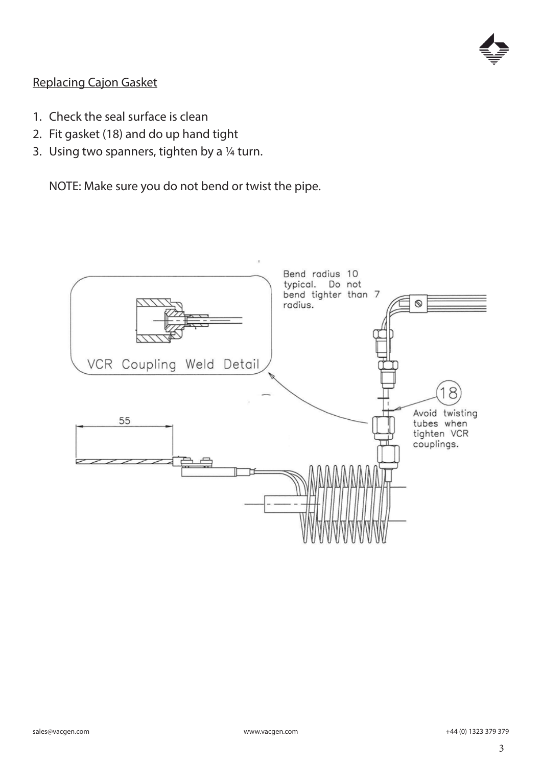## Replacing Cajon Gasket

1. Check the seal surface is clean
2. Fit gasket (18) and do up hand tight
3. Using two spanners, tighten by a ¼ turn.

   NOTE: Make sure you do not bend or twist the pipe.

Bend radius 10 typical. Do not bend tighter than 7 radius.

VCR Coupling Weld Detail

55

18

Avoid twisting tubes when tighten VCR couplings.